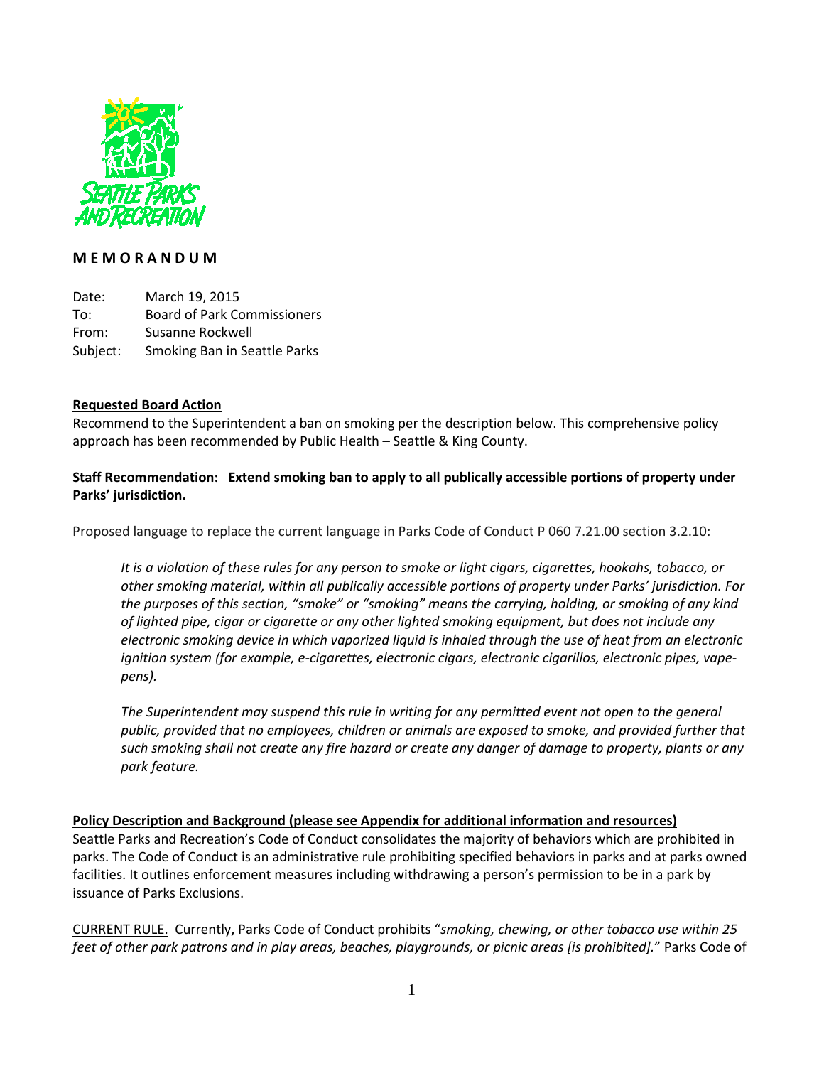# M E M O R A N D U M

Date: March 19, 2015
To: Board of Park Commissioners
From: Susanne Rockwell
Subject: Smoking Ban in Seattle Parks

**Requested Board Action**

Recommend to the Superintendent a ban on smoking per the description below. This comprehensive policy approach has been recommended by Public Health – Seattle & King County.

**Staff Recommendation: Extend smoking ban to apply to all publically accessible portions of property under Parks' jurisdiction.**

Proposed language to replace the current language in Parks Code of Conduct P 060 7.21.00 section 3.2.10:

> *It is a violation of these rules for any person to smoke or light cigars, cigarettes, hookahs, tobacco, or other smoking material, within all publically accessible portions of property under Parks' jurisdiction. For the purposes of this section, "smoke" or "smoking" means the carrying, holding, or smoking of any kind of lighted pipe, cigar or cigarette or any other lighted smoking equipment, but does not include any electronic smoking device in which vaporized liquid is inhaled through the use of heat from an electronic ignition system (for example, e-cigarettes, electronic cigars, electronic cigarillos, electronic pipes, vape-pens).*
>
> *The Superintendent may suspend this rule in writing for any permitted event not open to the general public, provided that no employees, children or animals are exposed to smoke, and provided further that such smoking shall not create any fire hazard or create any danger of damage to property, plants or any park feature.*

**Policy Description and Background (please see Appendix for additional information and resources)**

Seattle Parks and Recreation's Code of Conduct consolidates the majority of behaviors which are prohibited in parks. The Code of Conduct is an administrative rule prohibiting specified behaviors in parks and at parks owned facilities. It outlines enforcement measures including withdrawing a person's permission to be in a park by issuance of Parks Exclusions.

CURRENT RULE. Currently, Parks Code of Conduct prohibits "*smoking, chewing, or other tobacco use within 25 feet of other park patrons and in play areas, beaches, playgrounds, or picnic areas [is prohibited].*" Parks Code of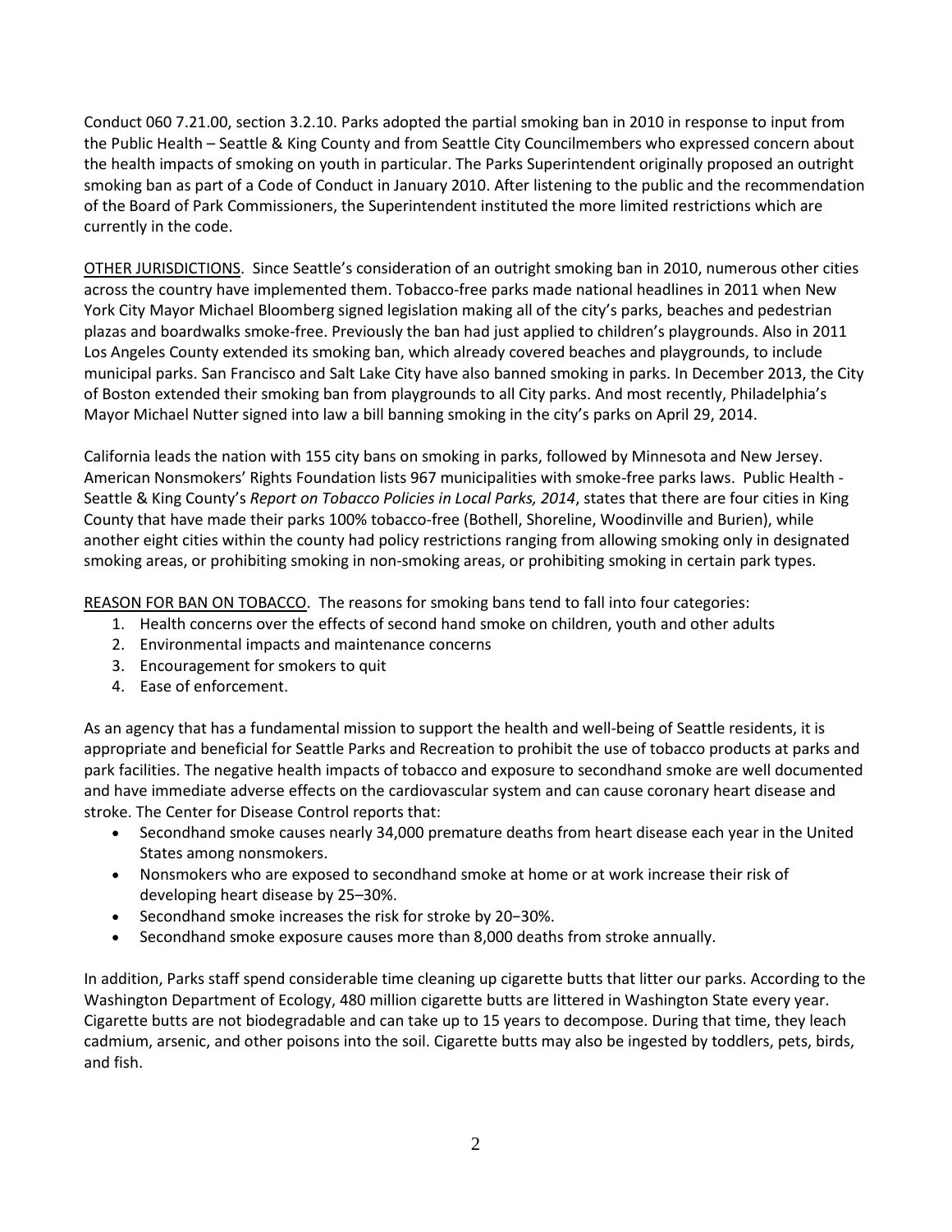Conduct 060 7.21.00, section 3.2.10. Parks adopted the partial smoking ban in 2010 in response to input from the Public Health – Seattle & King County and from Seattle City Councilmembers who expressed concern about the health impacts of smoking on youth in particular. The Parks Superintendent originally proposed an outright smoking ban as part of a Code of Conduct in January 2010. After listening to the public and the recommendation of the Board of Park Commissioners, the Superintendent instituted the more limited restrictions which are currently in the code.

<u>OTHER JURISDICTIONS</u>. Since Seattle's consideration of an outright smoking ban in 2010, numerous other cities across the country have implemented them. Tobacco-free parks made national headlines in 2011 when New York City Mayor Michael Bloomberg signed legislation making all of the city's parks, beaches and pedestrian plazas and boardwalks smoke-free. Previously the ban had just applied to children's playgrounds. Also in 2011 Los Angeles County extended its smoking ban, which already covered beaches and playgrounds, to include municipal parks. San Francisco and Salt Lake City have also banned smoking in parks. In December 2013, the City of Boston extended their smoking ban from playgrounds to all City parks. And most recently, Philadelphia's Mayor Michael Nutter signed into law a bill banning smoking in the city's parks on April 29, 2014.

California leads the nation with 155 city bans on smoking in parks, followed by Minnesota and New Jersey. American Nonsmokers' Rights Foundation lists 967 municipalities with smoke-free parks laws. Public Health - Seattle & King County's *Report on Tobacco Policies in Local Parks, 2014*, states that there are four cities in King County that have made their parks 100% tobacco-free (Bothell, Shoreline, Woodinville and Burien), while another eight cities within the county had policy restrictions ranging from allowing smoking only in designated smoking areas, or prohibiting smoking in non-smoking areas, or prohibiting smoking in certain park types.

<u>REASON FOR BAN ON TOBACCO</u>. The reasons for smoking bans tend to fall into four categories:

1. Health concerns over the effects of second hand smoke on children, youth and other adults
2. Environmental impacts and maintenance concerns
3. Encouragement for smokers to quit
4. Ease of enforcement.

As an agency that has a fundamental mission to support the health and well-being of Seattle residents, it is appropriate and beneficial for Seattle Parks and Recreation to prohibit the use of tobacco products at parks and park facilities. The negative health impacts of tobacco and exposure to secondhand smoke are well documented and have immediate adverse effects on the cardiovascular system and can cause coronary heart disease and stroke. The Center for Disease Control reports that:

- Secondhand smoke causes nearly 34,000 premature deaths from heart disease each year in the United States among nonsmokers.
- Nonsmokers who are exposed to secondhand smoke at home or at work increase their risk of developing heart disease by 25–30%.
- Secondhand smoke increases the risk for stroke by 20−30%.
- Secondhand smoke exposure causes more than 8,000 deaths from stroke annually.

In addition, Parks staff spend considerable time cleaning up cigarette butts that litter our parks. According to the Washington Department of Ecology, 480 million cigarette butts are littered in Washington State every year. Cigarette butts are not biodegradable and can take up to 15 years to decompose. During that time, they leach cadmium, arsenic, and other poisons into the soil. Cigarette butts may also be ingested by toddlers, pets, birds, and fish.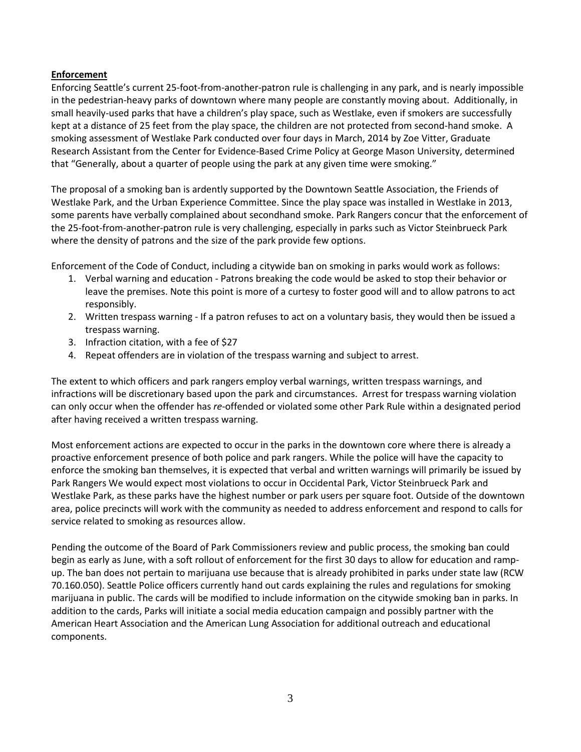**Enforcement**

Enforcing Seattle's current 25-foot-from-another-patron rule is challenging in any park, and is nearly impossible in the pedestrian-heavy parks of downtown where many people are constantly moving about. Additionally, in small heavily-used parks that have a children's play space, such as Westlake, even if smokers are successfully kept at a distance of 25 feet from the play space, the children are not protected from second-hand smoke. A smoking assessment of Westlake Park conducted over four days in March, 2014 by Zoe Vitter, Graduate Research Assistant from the Center for Evidence-Based Crime Policy at George Mason University, determined that "Generally, about a quarter of people using the park at any given time were smoking."

The proposal of a smoking ban is ardently supported by the Downtown Seattle Association, the Friends of Westlake Park, and the Urban Experience Committee. Since the play space was installed in Westlake in 2013, some parents have verbally complained about secondhand smoke. Park Rangers concur that the enforcement of the 25-foot-from-another-patron rule is very challenging, especially in parks such as Victor Steinbrueck Park where the density of patrons and the size of the park provide few options.

Enforcement of the Code of Conduct, including a citywide ban on smoking in parks would work as follows:

1. Verbal warning and education - Patrons breaking the code would be asked to stop their behavior or leave the premises. Note this point is more of a curtesy to foster good will and to allow patrons to act responsibly.
2. Written trespass warning - If a patron refuses to act on a voluntary basis, they would then be issued a trespass warning.
3. Infraction citation, with a fee of $27
4. Repeat offenders are in violation of the trespass warning and subject to arrest.

The extent to which officers and park rangers employ verbal warnings, written trespass warnings, and infractions will be discretionary based upon the park and circumstances. Arrest for trespass warning violation can only occur when the offender has *re*-offended or violated some other Park Rule within a designated period after having received a written trespass warning.

Most enforcement actions are expected to occur in the parks in the downtown core where there is already a proactive enforcement presence of both police and park rangers. While the police will have the capacity to enforce the smoking ban themselves, it is expected that verbal and written warnings will primarily be issued by Park Rangers We would expect most violations to occur in Occidental Park, Victor Steinbrueck Park and Westlake Park, as these parks have the highest number or park users per square foot. Outside of the downtown area, police precincts will work with the community as needed to address enforcement and respond to calls for service related to smoking as resources allow.

Pending the outcome of the Board of Park Commissioners review and public process, the smoking ban could begin as early as June, with a soft rollout of enforcement for the first 30 days to allow for education and ramp-up. The ban does not pertain to marijuana use because that is already prohibited in parks under state law (RCW 70.160.050). Seattle Police officers currently hand out cards explaining the rules and regulations for smoking marijuana in public. The cards will be modified to include information on the citywide smoking ban in parks. In addition to the cards, Parks will initiate a social media education campaign and possibly partner with the American Heart Association and the American Lung Association for additional outreach and educational components.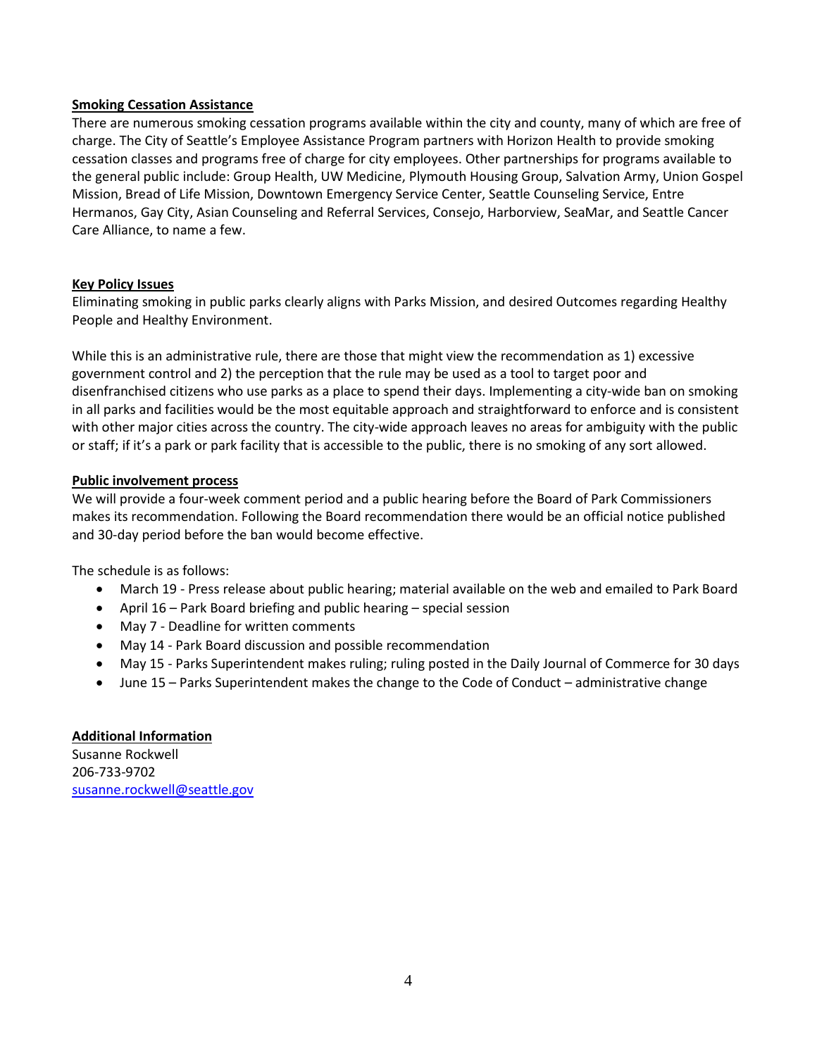**Smoking Cessation Assistance**

There are numerous smoking cessation programs available within the city and county, many of which are free of charge. The City of Seattle's Employee Assistance Program partners with Horizon Health to provide smoking cessation classes and programs free of charge for city employees. Other partnerships for programs available to the general public include: Group Health, UW Medicine, Plymouth Housing Group, Salvation Army, Union Gospel Mission, Bread of Life Mission, Downtown Emergency Service Center, Seattle Counseling Service, Entre Hermanos, Gay City, Asian Counseling and Referral Services, Consejo, Harborview, SeaMar, and Seattle Cancer Care Alliance, to name a few.

**Key Policy Issues**

Eliminating smoking in public parks clearly aligns with Parks Mission, and desired Outcomes regarding Healthy People and Healthy Environment.

While this is an administrative rule, there are those that might view the recommendation as 1) excessive government control and 2) the perception that the rule may be used as a tool to target poor and disenfranchised citizens who use parks as a place to spend their days. Implementing a city-wide ban on smoking in all parks and facilities would be the most equitable approach and straightforward to enforce and is consistent with other major cities across the country. The city-wide approach leaves no areas for ambiguity with the public or staff; if it's a park or park facility that is accessible to the public, there is no smoking of any sort allowed.

**Public involvement process**

We will provide a four-week comment period and a public hearing before the Board of Park Commissioners makes its recommendation. Following the Board recommendation there would be an official notice published and 30-day period before the ban would become effective.

The schedule is as follows:

- March 19 - Press release about public hearing; material available on the web and emailed to Park Board
- April 16 – Park Board briefing and public hearing – special session
- May 7 - Deadline for written comments
- May 14 - Park Board discussion and possible recommendation
- May 15 - Parks Superintendent makes ruling; ruling posted in the Daily Journal of Commerce for 30 days
- June 15 – Parks Superintendent makes the change to the Code of Conduct – administrative change

**Additional Information**

Susanne Rockwell
206-733-9702
susanne.rockwell@seattle.gov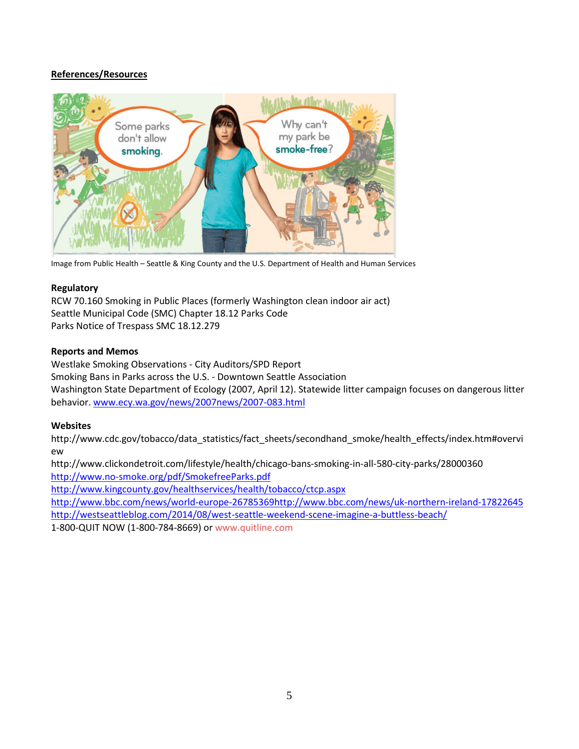**References/Resources**

Image from Public Health – Seattle & King County and the U.S. Department of Health and Human Services

**Regulatory**

RCW 70.160 Smoking in Public Places (formerly Washington clean indoor air act)
Seattle Municipal Code (SMC) Chapter 18.12 Parks Code
Parks Notice of Trespass SMC 18.12.279

**Reports and Memos**

Westlake Smoking Observations - City Auditors/SPD Report
Smoking Bans in Parks across the U.S. - Downtown Seattle Association
Washington State Department of Ecology (2007, April 12). Statewide litter campaign focuses on dangerous litter behavior. www.ecy.wa.gov/news/2007news/2007-083.html

**Websites**

http://www.cdc.gov/tobacco/data_statistics/fact_sheets/secondhand_smoke/health_effects/index.htm#overview
http://www.clickondetroit.com/lifestyle/health/chicago-bans-smoking-in-all-580-city-parks/28000360
http://www.no-smoke.org/pdf/SmokefreeParks.pdf
http://www.kingcounty.gov/healthservices/health/tobacco/ctcp.aspx
http://www.bbc.com/news/world-europe-26785369http://www.bbc.com/news/uk-northern-ireland-17822645
http://westseattleblog.com/2014/08/west-seattle-weekend-scene-imagine-a-buttless-beach/
1-800-QUIT NOW (1-800-784-8669) or www.quitline.com